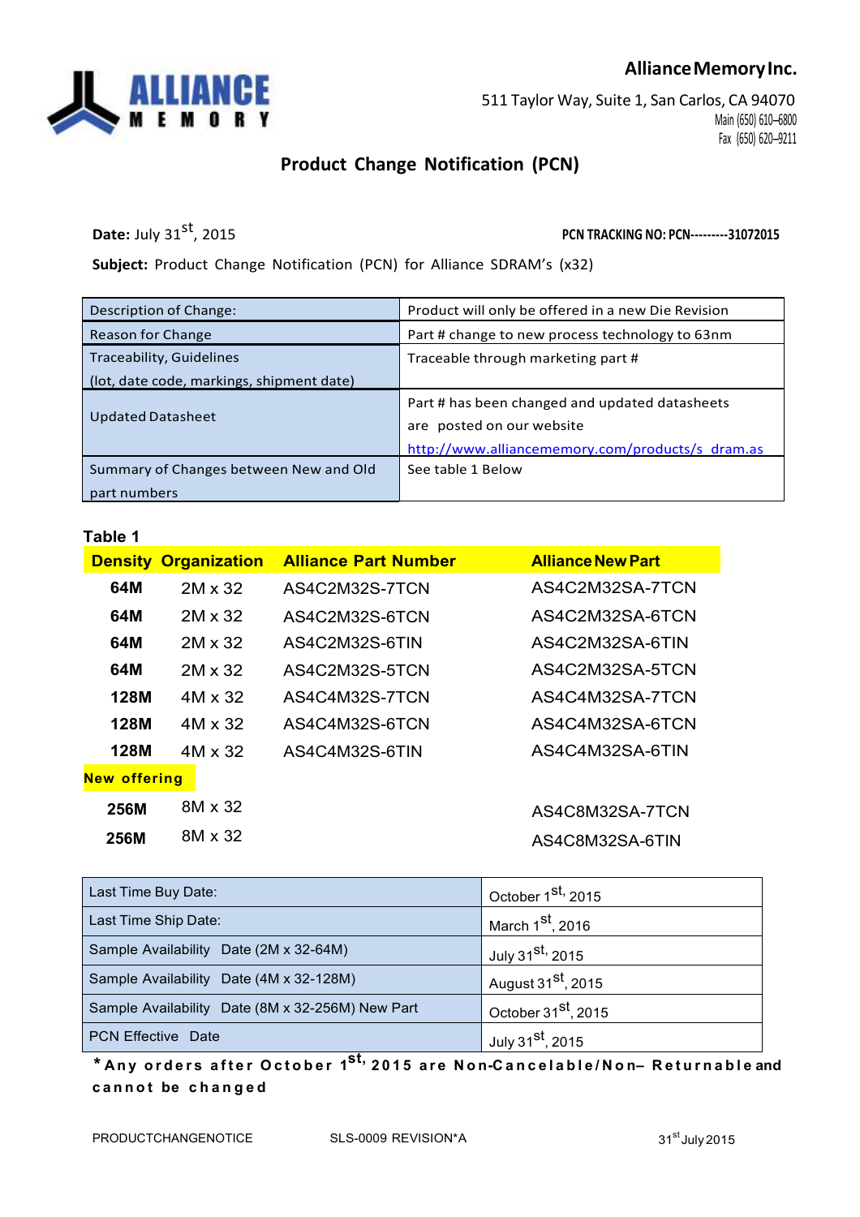**Alliance Memory Inc.**

511 Taylor Way, Suite 1, San Carlos, CA 94070
Main (650) 610–6800
Fax (650) 620–9211

## Product Change Notification (PCN)

**Date:** July 31st, 2015 **PCN TRACKING NO: PCN---------31072015**

**Subject:** Product Change Notification (PCN) for Alliance SDRAM's (x32)

| Description of Change: | Product will only be offered in a new Die Revision |
|---|---|
| Reason for Change | Part # change to new process technology to 63nm |
| Traceability, Guidelines (lot, date code, markings, shipment date) | Traceable through marketing part # |
| Updated Datasheet | Part # has been changed and updated datasheets are posted on our website http://www.alliancememory.com/products/s dram.as |
| Summary of Changes between New and Old part numbers | See table 1 Below |

**Table 1**

| Density | Organization | Alliance Part Number | Alliance New Part |
|---|---|---|---|
| 64M | 2M x 32 | AS4C2M32S-7TCN | AS4C2M32SA-7TCN |
| 64M | 2M x 32 | AS4C2M32S-6TCN | AS4C2M32SA-6TCN |
| 64M | 2M x 32 | AS4C2M32S-6TIN | AS4C2M32SA-6TIN |
| 64M | 2M x 32 | AS4C2M32S-5TCN | AS4C2M32SA-5TCN |
| 128M | 4M x 32 | AS4C4M32S-7TCN | AS4C4M32SA-7TCN |
| 128M | 4M x 32 | AS4C4M32S-6TCN | AS4C4M32SA-6TCN |
| 128M | 4M x 32 | AS4C4M32S-6TIN | AS4C4M32SA-6TIN |
| **New offering** | | | |
| 256M | 8M x 32 | | AS4C8M32SA-7TCN |
| 256M | 8M x 32 | | AS4C8M32SA-6TIN |

| Last Time Buy Date: | October 1st, 2015 |
|---|---|
| Last Time Ship Date: | March 1st, 2016 |
| Sample Availability Date (2M x 32-64M) | July 31st, 2015 |
| Sample Availability Date (4M x 32-128M) | August 31st, 2015 |
| Sample Availability Date (8M x 32-256M) New Part | October 31st, 2015 |
| PCN Effective Date | July 31st, 2015 |

**\* Any orders after October 1st, 2015 are Non-Cancelable/Non– Returnable and cannot be changed**

PRODUCTCHANGENOTICE SLS-0009 REVISION*A 31st July 2015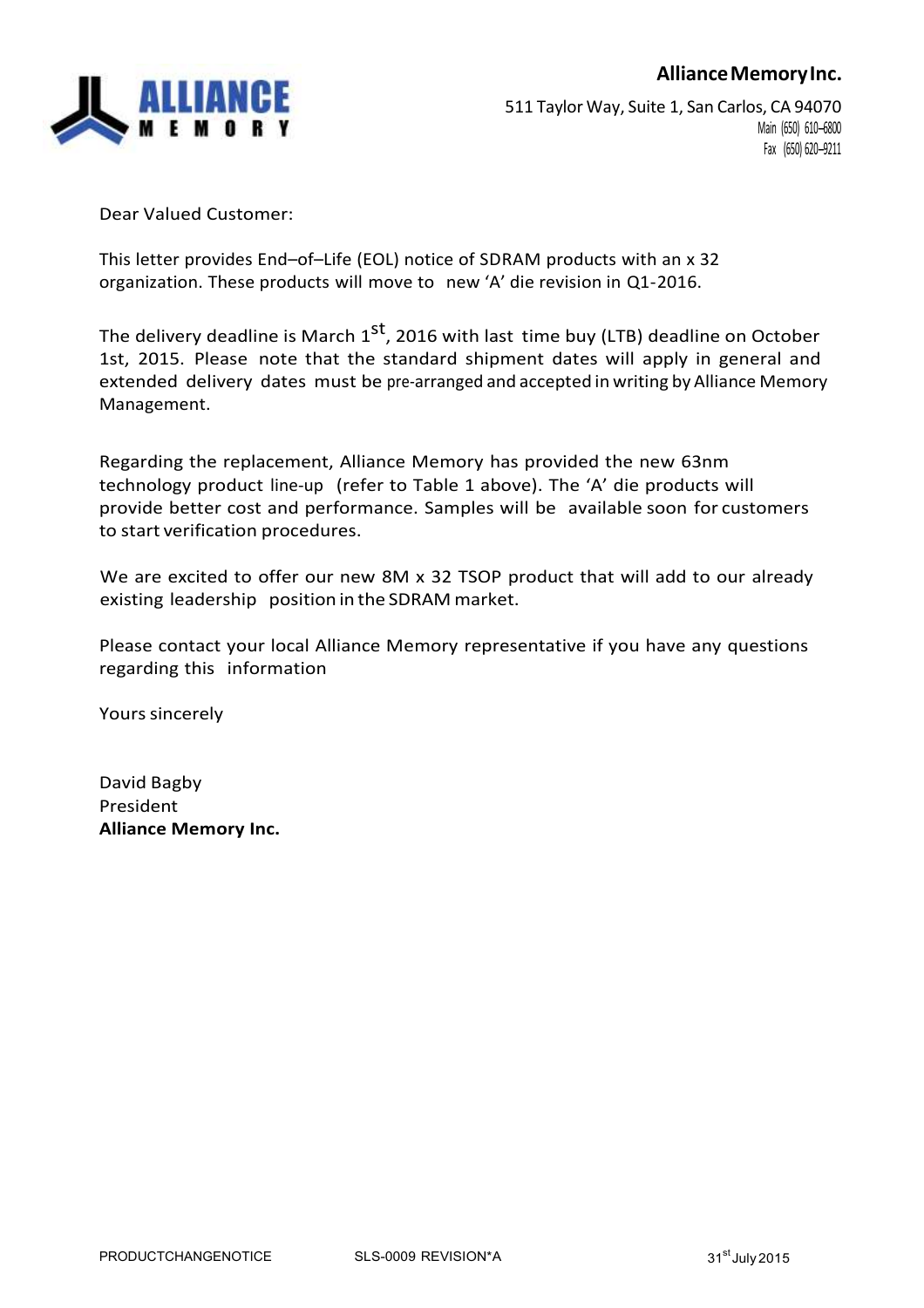**Alliance Memory Inc.**

511 Taylor Way, Suite 1, San Carlos, CA 94070
Main (650) 610-6800
Fax (650) 620-9211

Dear Valued Customer:

This letter provides End–of–Life (EOL) notice of SDRAM products with an x 32 organization. These products will move to new 'A' die revision in Q1-2016.

The delivery deadline is March 1st, 2016 with last time buy (LTB) deadline on October 1st, 2015. Please note that the standard shipment dates will apply in general and extended delivery dates must be pre-arranged and accepted in writing by Alliance Memory Management.

Regarding the replacement, Alliance Memory has provided the new 63nm technology product line-up (refer to Table 1 above). The 'A' die products will provide better cost and performance. Samples will be available soon for customers to start verification procedures.

We are excited to offer our new 8M x 32 TSOP product that will add to our already existing leadership position in the SDRAM market.

Please contact your local Alliance Memory representative if you have any questions regarding this information

Yours sincerely

David Bagby
President
**Alliance Memory Inc.**

PRODUCTCHANGENOTICE SLS-0009 REVISION*A 31st July 2015